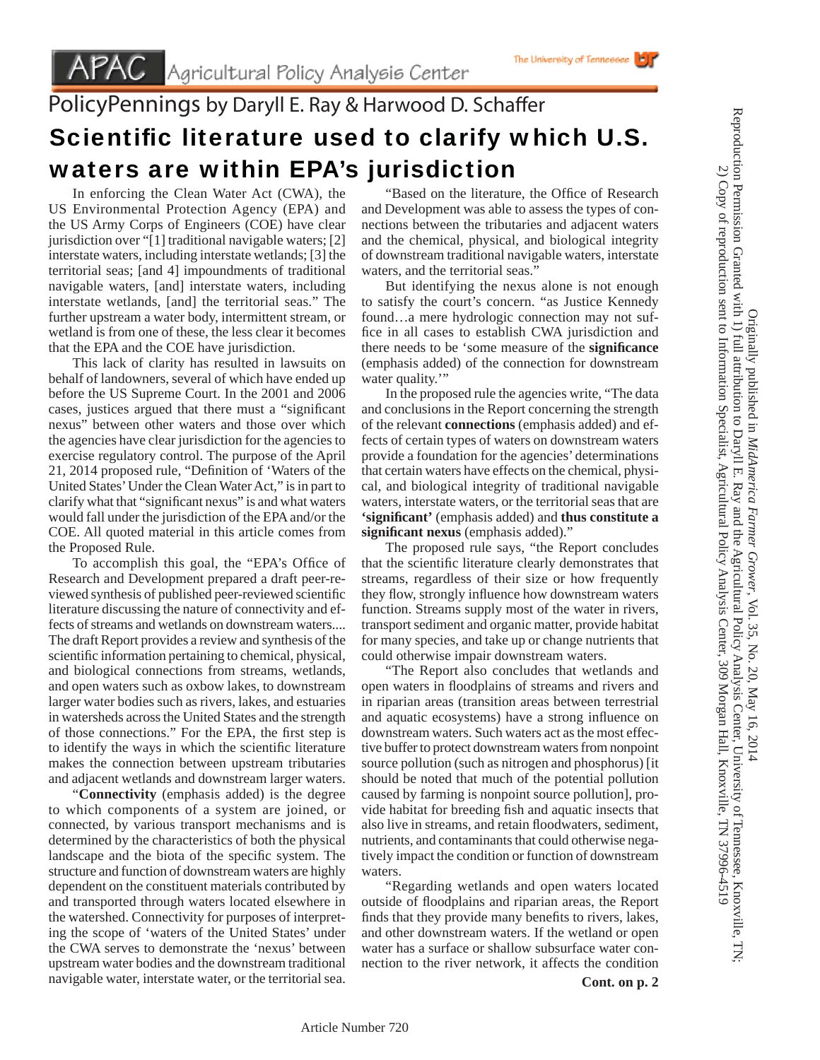APAC Agricultural Policy Analysis Center

The University of Tennessee

PolicyPennings by Daryll E. Ray & Harwood D. Schaffer

# Scientific literature used to clarify which U.S. waters are within EPA's jurisdiction

In enforcing the Clean Water Act (CWA), the US Environmental Protection Agency (EPA) and the US Army Corps of Engineers (COE) have clear jurisdiction over "[1] traditional navigable waters; [2] interstate waters, including interstate wetlands; [3] the territorial seas; [and 4] impoundments of traditional navigable waters, [and] interstate waters, including interstate wetlands, [and] the territorial seas." The further upstream a water body, intermittent stream, or wetland is from one of these, the less clear it becomes that the EPA and the COE have jurisdiction.

This lack of clarity has resulted in lawsuits on behalf of landowners, several of which have ended up before the US Supreme Court. In the 2001 and 2006 cases, justices argued that there must a "significant nexus" between other waters and those over which the agencies have clear jurisdiction for the agencies to exercise regulatory control. The purpose of the April 21, 2014 proposed rule, "Definition of 'Waters of the United States' Under the Clean Water Act," is in part to clarify what that "significant nexus" is and what waters would fall under the jurisdiction of the EPA and/or the COE. All quoted material in this article comes from the Proposed Rule.

To accomplish this goal, the "EPA's Office of Research and Development prepared a draft peer-reviewed synthesis of published peer-reviewed scientific literature discussing the nature of connectivity and effects of streams and wetlands on downstream waters.... The draft Report provides a review and synthesis of the scientific information pertaining to chemical, physical, and biological connections from streams, wetlands, and open waters such as oxbow lakes, to downstream larger water bodies such as rivers, lakes, and estuaries in watersheds across the United States and the strength of those connections." For the EPA, the first step is to identify the ways in which the scientific literature makes the connection between upstream tributaries and adjacent wetlands and downstream larger waters.

"**Connectivity** (emphasis added) is the degree to which components of a system are joined, or connected, by various transport mechanisms and is determined by the characteristics of both the physical landscape and the biota of the specific system. The structure and function of downstream waters are highly dependent on the constituent materials contributed by and transported through waters located elsewhere in the watershed. Connectivity for purposes of interpreting the scope of 'waters of the United States' under the CWA serves to demonstrate the 'nexus' between upstream water bodies and the downstream traditional navigable water, interstate water, or the territorial sea.

"Based on the literature, the Office of Research and Development was able to assess the types of connections between the tributaries and adjacent waters and the chemical, physical, and biological integrity of downstream traditional navigable waters, interstate waters, and the territorial seas."

But identifying the nexus alone is not enough to satisfy the court's concern. "as Justice Kennedy found…a mere hydrologic connection may not suffice in all cases to establish CWA jurisdiction and there needs to be 'some measure of the **significance** (emphasis added) of the connection for downstream water quality.'"

In the proposed rule the agencies write, "The data and conclusions in the Report concerning the strength of the relevant **connections** (emphasis added) and effects of certain types of waters on downstream waters provide a foundation for the agencies' determinations that certain waters have effects on the chemical, physical, and biological integrity of traditional navigable waters, interstate waters, or the territorial seas that are **'significant'** (emphasis added) and **thus constitute a significant nexus** (emphasis added)."

The proposed rule says, "the Report concludes that the scientific literature clearly demonstrates that streams, regardless of their size or how frequently they flow, strongly influence how downstream waters function. Streams supply most of the water in rivers, transport sediment and organic matter, provide habitat for many species, and take up or change nutrients that could otherwise impair downstream waters.

"The Report also concludes that wetlands and open waters in floodplains of streams and rivers and in riparian areas (transition areas between terrestrial and aquatic ecosystems) have a strong influence on downstream waters. Such waters act as the most effective buffer to protect downstream waters from nonpoint source pollution (such as nitrogen and phosphorus) [it should be noted that much of the potential pollution caused by farming is nonpoint source pollution], provide habitat for breeding fish and aquatic insects that also live in streams, and retain floodwaters, sediment, nutrients, and contaminants that could otherwise negatively impact the condition or function of downstream waters.

"Regarding wetlands and open waters located outside of floodplains and riparian areas, the Report finds that they provide many benefits to rivers, lakes, and other downstream waters. If the wetland or open water has a surface or shallow subsurface water connection to the river network, it affects the condition

**Cont. on p. 2**

Originally published in *MidAmerica Farmer Grower*, Vol. 35, No. 20, May 16, 2014

Reproduction Permission Granted with 1) full attribution to Daryll E. Ray and the Agricultural Policy Analysis Center, University of Tennessee, Knoxville, TN; 2) Copy of reproduction sent to Information Specialist, Agricultural Policy Analysis Center, 309 Morgan Hall, Knoxville, TN 37996-4519

Article Number 720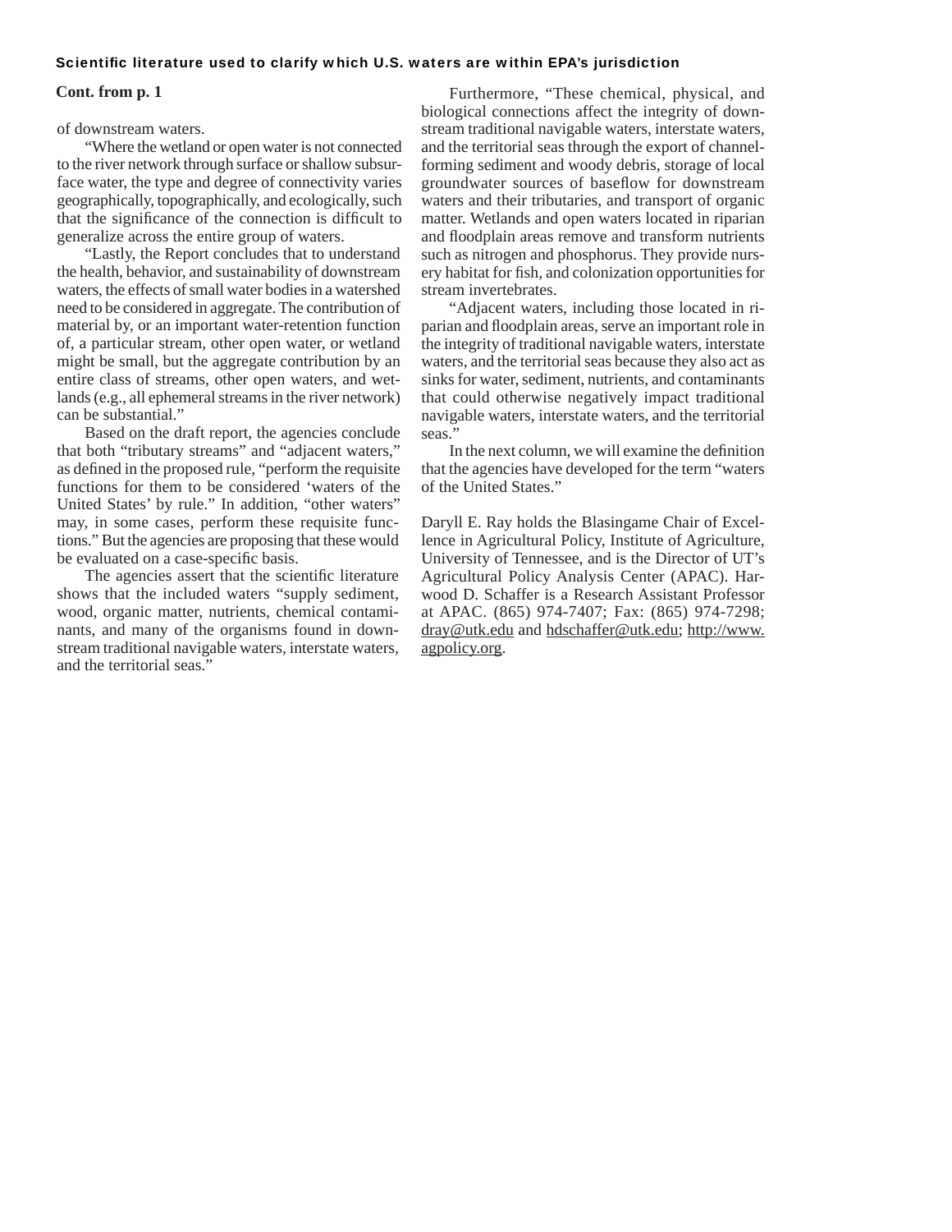## Scientific literature used to clarify which U.S. waters are within EPA's jurisdiction

**Cont. from p. 1**

of downstream waters.

"Where the wetland or open water is not connected to the river network through surface or shallow subsurface water, the type and degree of connectivity varies geographically, topographically, and ecologically, such that the significance of the connection is difficult to generalize across the entire group of waters.

"Lastly, the Report concludes that to understand the health, behavior, and sustainability of downstream waters, the effects of small water bodies in a watershed need to be considered in aggregate. The contribution of material by, or an important water-retention function of, a particular stream, other open water, or wetland might be small, but the aggregate contribution by an entire class of streams, other open waters, and wetlands (e.g., all ephemeral streams in the river network) can be substantial."

Based on the draft report, the agencies conclude that both "tributary streams" and "adjacent waters," as defined in the proposed rule, "perform the requisite functions for them to be considered 'waters of the United States' by rule." In addition, "other waters" may, in some cases, perform these requisite functions." But the agencies are proposing that these would be evaluated on a case-specific basis.

The agencies assert that the scientific literature shows that the included waters "supply sediment, wood, organic matter, nutrients, chemical contaminants, and many of the organisms found in downstream traditional navigable waters, interstate waters, and the territorial seas."

Furthermore, "These chemical, physical, and biological connections affect the integrity of downstream traditional navigable waters, interstate waters, and the territorial seas through the export of channel-forming sediment and woody debris, storage of local groundwater sources of baseflow for downstream waters and their tributaries, and transport of organic matter. Wetlands and open waters located in riparian and floodplain areas remove and transform nutrients such as nitrogen and phosphorus. They provide nursery habitat for fish, and colonization opportunities for stream invertebrates.

"Adjacent waters, including those located in riparian and floodplain areas, serve an important role in the integrity of traditional navigable waters, interstate waters, and the territorial seas because they also act as sinks for water, sediment, nutrients, and contaminants that could otherwise negatively impact traditional navigable waters, interstate waters, and the territorial seas."

In the next column, we will examine the definition that the agencies have developed for the term "waters of the United States."

Daryll E. Ray holds the Blasingame Chair of Excellence in Agricultural Policy, Institute of Agriculture, University of Tennessee, and is the Director of UT's Agricultural Policy Analysis Center (APAC). Harwood D. Schaffer is a Research Assistant Professor at APAC. (865) 974-7407; Fax: (865) 974-7298; dray@utk.edu and hdschaffer@utk.edu; http://www.agpolicy.org.